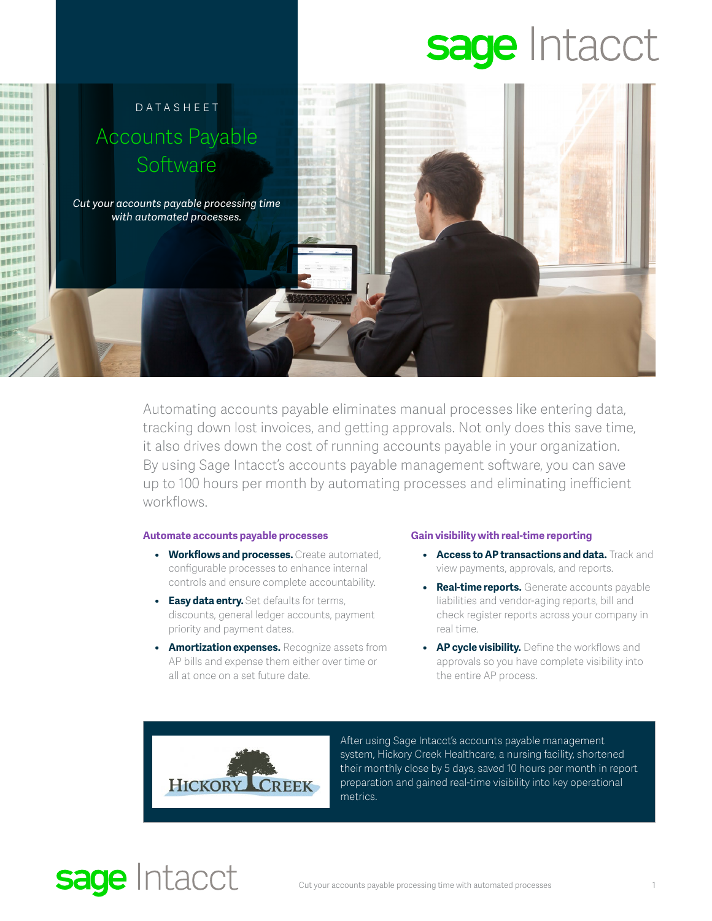DATASHEET

# Accounts Payable Software

*Cut your accounts payable processing time with automated processes.*

Automating accounts payable eliminates manual processes like entering data, tracking down lost invoices, and getting approvals. Not only does this save time, it also drives down the cost of running accounts payable in your organization. By using Sage Intacct's accounts payable management software, you can save up to 100 hours per month by automating processes and eliminating inefficient workflows.

### Automate accounts payable processes

- **Workflows and processes.** Create automated, configurable processes to enhance internal controls and ensure complete accountability.
- **Easy data entry.** Set defaults for terms, discounts, general ledger accounts, payment priority and payment dates.
- **Amortization expenses.** Recognize assets from AP bills and expense them either over time or all at once on a set future date.

### Gain visibility with real-time reporting

- **Access to AP transactions and data.** Track and view payments, approvals, and reports.
- **Real-time reports.** Generate accounts payable liabilities and vendor-aging reports, bill and check register reports across your company in real time.
- **AP cycle visibility.** Define the workflows and approvals so you have complete visibility into the entire AP process.

HICKORY CREEK

After using Sage Intacct's accounts payable management system, Hickory Creek Healthcare, a nursing facility, shortened their monthly close by 5 days, saved 10 hours per month in report preparation and gained real-time visibility into key operational metrics.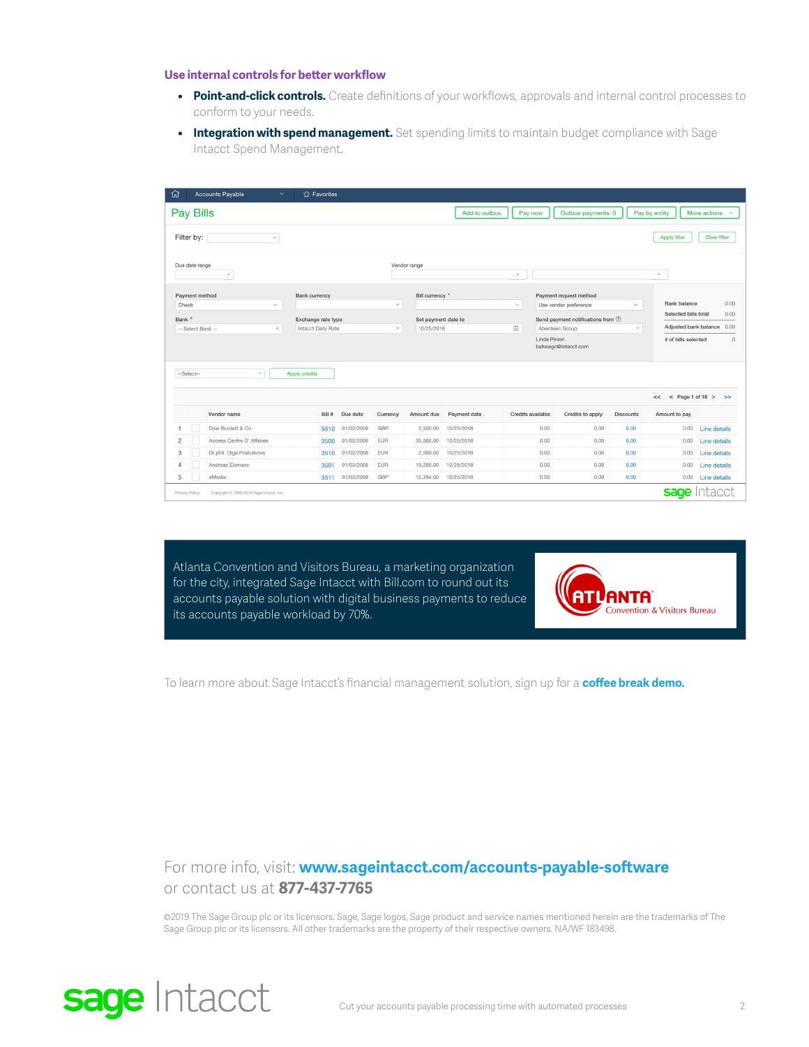### Use internal controls for better workflow

- **Point-and-click controls.** Create definitions of your workflows, approvals and internal control processes to conform to your needs.
- **Integration with spend management.** Set spending limits to maintain budget compliance with Sage Intacct Spend Management.

Accounts Payable | Favorites

Pay Bills

Add to outbox | Pay now | Outbox payments: 0 | Pay by entity | More actions

Filter by:

Apply filter | Clear filter

Due date range

Vendor range

Payment method: Check

Bank currency

Bill currency *

Payment request method: Use vendor preference

Bank *: -- Select Bank --

Exchange rate type: Intacct Daily Rate

Set payment date to: 10/25/2018

Send payment notifications from: Aberdeen Group

Linda Pinion
bshawgo@intacct.com

Bank balance 0.00
Selected bills total 0.00
Adjusted bank balance 0.00
# of bills selected 0

--Select-- | Apply credits

<< < Page 1 of 18 > >>

| | | Vendor name | Bill # | Due date | Currency | Amount due | Payment date | Credits available | Credits to apply | Discounts | Amount to pay | |
|---|---|---|---|---|---|---|---|---|---|---|---|---|
| 1 | | Dyer Burdett & Co. | 5510 | 01/02/2008 | GBP | 2,500.00 | 10/25/2018 | 0.00 | 0.00 | 0.00 | 0.00 | Line details |
| 2 | | Access Centre D' Affaires | 3500 | 01/02/2008 | EUR | 35,000.00 | 10/25/2018 | 0.00 | 0.00 | 0.00 | 0.00 | Line details |
| 3 | | Dr.phil. Olga Postulkova | 3510 | 01/02/2008 | EUR | 2,500.00 | 10/25/2018 | 0.00 | 0.00 | 0.00 | 0.00 | Line details |
| 4 | | Andreas Eismann | 3501 | 01/03/2008 | EUR | 10,200.00 | 10/25/2018 | 0.00 | 0.00 | 0.00 | 0.00 | Line details |
| 5 | | eMedia | 5511 | 01/03/2008 | GBP | 12,394.00 | 10/25/2018 | 0.00 | 0.00 | 0.00 | 0.00 | Line details |

Privacy Policy Copyright © 1999-2018 Sage Intacct, Inc.

sage Intacct

Atlanta Convention and Visitors Bureau, a marketing organization for the city, integrated Sage Intacct with Bill.com to round out its accounts payable solution with digital business payments to reduce its accounts payable workload by 70%.

ATLANTA Convention & Visitors Bureau

To learn more about Sage Intacct's financial management solution, sign up for a **coffee break demo.**

For more info, visit: **www.sageintacct.com/accounts-payable-software**
or contact us at **877-437-7765**

©2019 The Sage Group plc or its licensors. Sage, Sage logos, Sage product and service names mentioned herein are the trademarks of The Sage Group plc or its licensors. All other trademarks are the property of their respective owners. NA/WF 183498.

sage Intacct

Cut your accounts payable processing time with automated processes